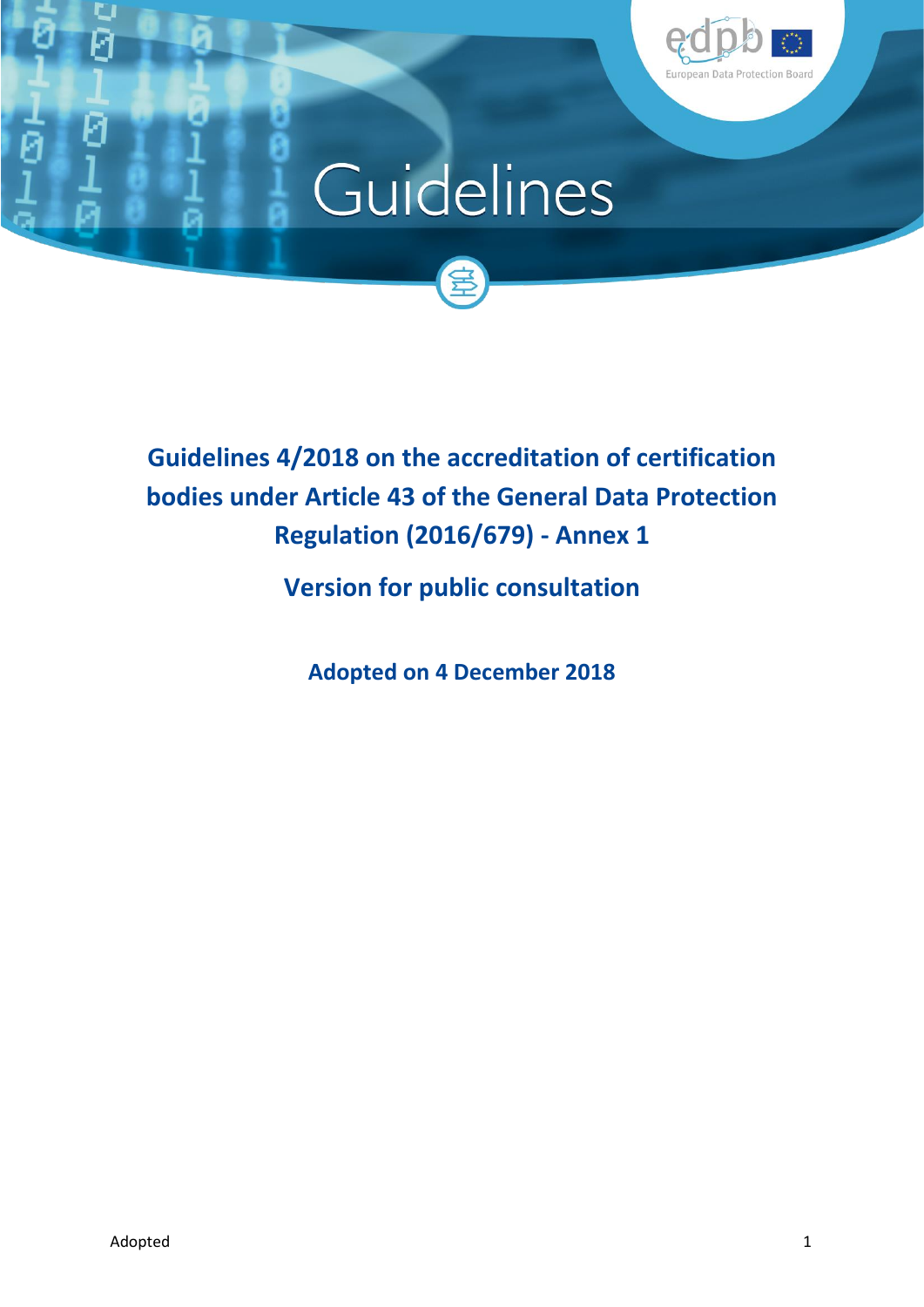# Guidelines

## Guidelines 4/2018 on the accreditation of certification bodies under Article 43 of the General Data Protection Regulation (2016/679) - Annex 1

**Version for public consultation**

**Adopted on 4 December 2018**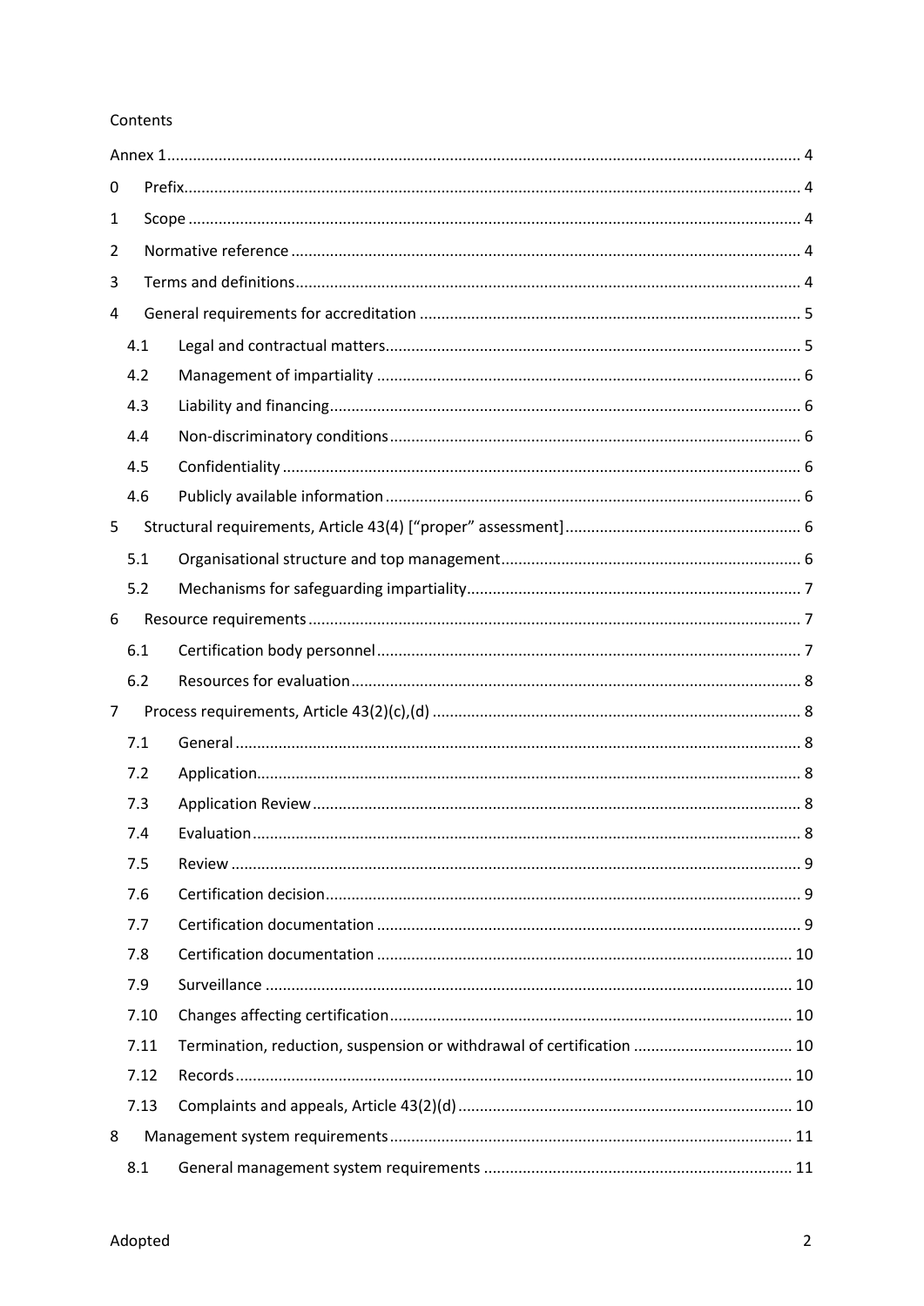Contents

- Annex 1 ... 4
- 0 Prefix ... 4
- 1 Scope ... 4
- 2 Normative reference ... 4
- 3 Terms and definitions ... 4
- 4 General requirements for accreditation ... 5
  - 4.1 Legal and contractual matters ... 5
  - 4.2 Management of impartiality ... 6
  - 4.3 Liability and financing ... 6
  - 4.4 Non-discriminatory conditions ... 6
  - 4.5 Confidentiality ... 6
  - 4.6 Publicly available information ... 6
- 5 Structural requirements, Article 43(4) ["proper" assessment] ... 6
  - 5.1 Organisational structure and top management ... 6
  - 5.2 Mechanisms for safeguarding impartiality ... 7
- 6 Resource requirements ... 7
  - 6.1 Certification body personnel ... 7
  - 6.2 Resources for evaluation ... 8
- 7 Process requirements, Article 43(2)(c),(d) ... 8
  - 7.1 General ... 8
  - 7.2 Application ... 8
  - 7.3 Application Review ... 8
  - 7.4 Evaluation ... 8
  - 7.5 Review ... 9
  - 7.6 Certification decision ... 9
  - 7.7 Certification documentation ... 9
  - 7.8 Certification documentation ... 10
  - 7.9 Surveillance ... 10
  - 7.10 Changes affecting certification ... 10
  - 7.11 Termination, reduction, suspension or withdrawal of certification ... 10
  - 7.12 Records ... 10
  - 7.13 Complaints and appeals, Article 43(2)(d) ... 10
- 8 Management system requirements ... 11
  - 8.1 General management system requirements ... 11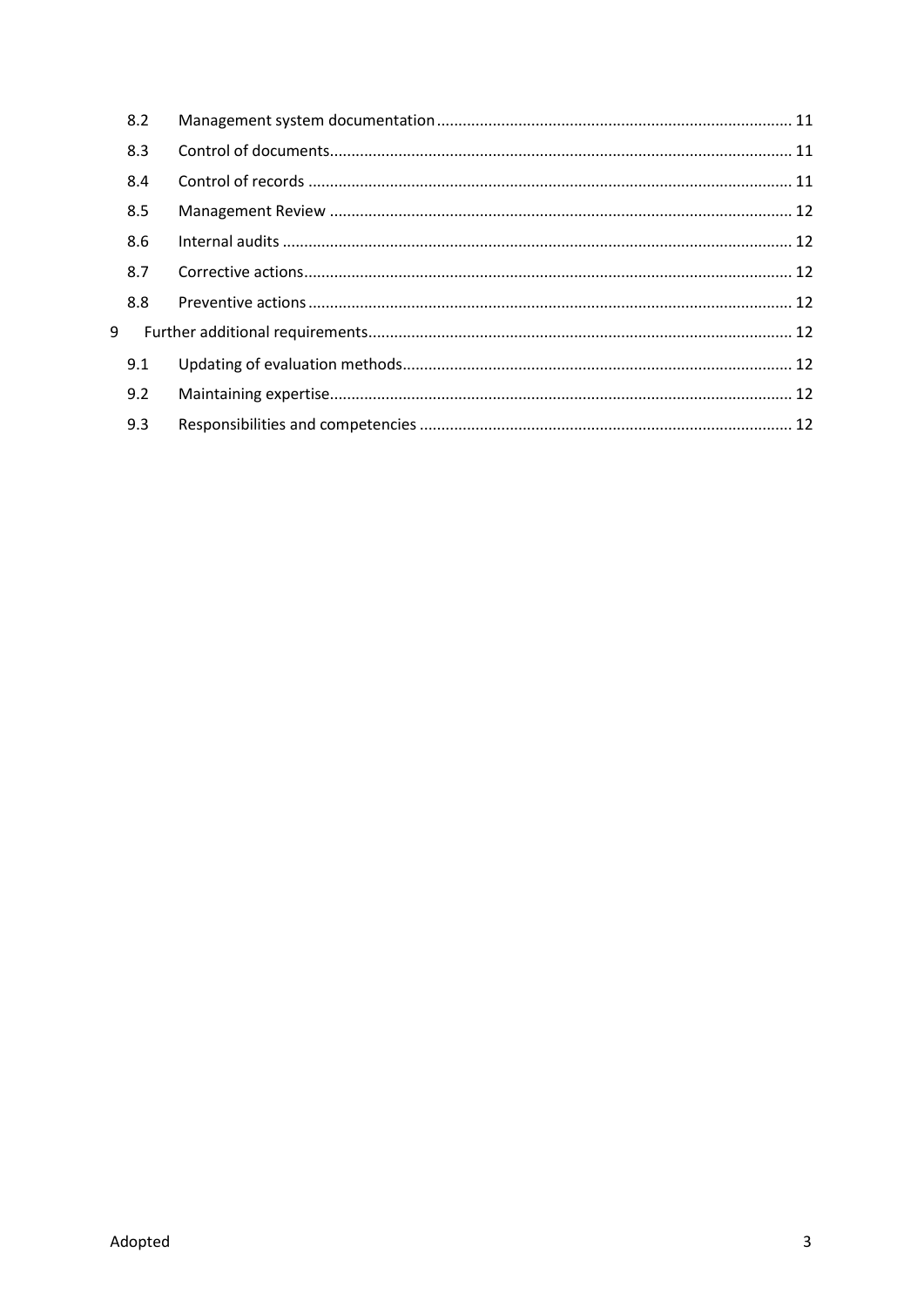- 8.2 Management system documentation ..... 11
- 8.3 Control of documents ..... 11
- 8.4 Control of records ..... 11
- 8.5 Management Review ..... 12
- 8.6 Internal audits ..... 12
- 8.7 Corrective actions ..... 12
- 8.8 Preventive actions ..... 12

9 Further additional requirements ..... 12

- 9.1 Updating of evaluation methods ..... 12
- 9.2 Maintaining expertise ..... 12
- 9.3 Responsibilities and competencies ..... 12

Adopted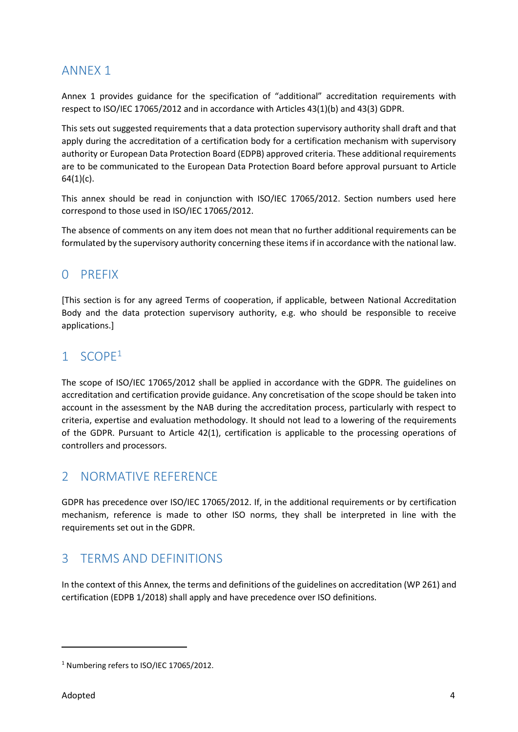# ANNEX 1

Annex 1 provides guidance for the specification of "additional" accreditation requirements with respect to ISO/IEC 17065/2012 and in accordance with Articles 43(1)(b) and 43(3) GDPR.

This sets out suggested requirements that a data protection supervisory authority shall draft and that apply during the accreditation of a certification body for a certification mechanism with supervisory authority or European Data Protection Board (EDPB) approved criteria. These additional requirements are to be communicated to the European Data Protection Board before approval pursuant to Article 64(1)(c).

This annex should be read in conjunction with ISO/IEC 17065/2012. Section numbers used here correspond to those used in ISO/IEC 17065/2012.

The absence of comments on any item does not mean that no further additional requirements can be formulated by the supervisory authority concerning these items if in accordance with the national law.

## 0 PREFIX

[This section is for any agreed Terms of cooperation, if applicable, between National Accreditation Body and the data protection supervisory authority, e.g. who should be responsible to receive applications.]

## 1 SCOPE[1]

The scope of ISO/IEC 17065/2012 shall be applied in accordance with the GDPR. The guidelines on accreditation and certification provide guidance. Any concretisation of the scope should be taken into account in the assessment by the NAB during the accreditation process, particularly with respect to criteria, expertise and evaluation methodology. It should not lead to a lowering of the requirements of the GDPR. Pursuant to Article 42(1), certification is applicable to the processing operations of controllers and processors.

## 2 NORMATIVE REFERENCE

GDPR has precedence over ISO/IEC 17065/2012. If, in the additional requirements or by certification mechanism, reference is made to other ISO norms, they shall be interpreted in line with the requirements set out in the GDPR.

## 3 TERMS AND DEFINITIONS

In the context of this Annex, the terms and definitions of the guidelines on accreditation (WP 261) and certification (EDPB 1/2018) shall apply and have precedence over ISO definitions.

[1] Numbering refers to ISO/IEC 17065/2012.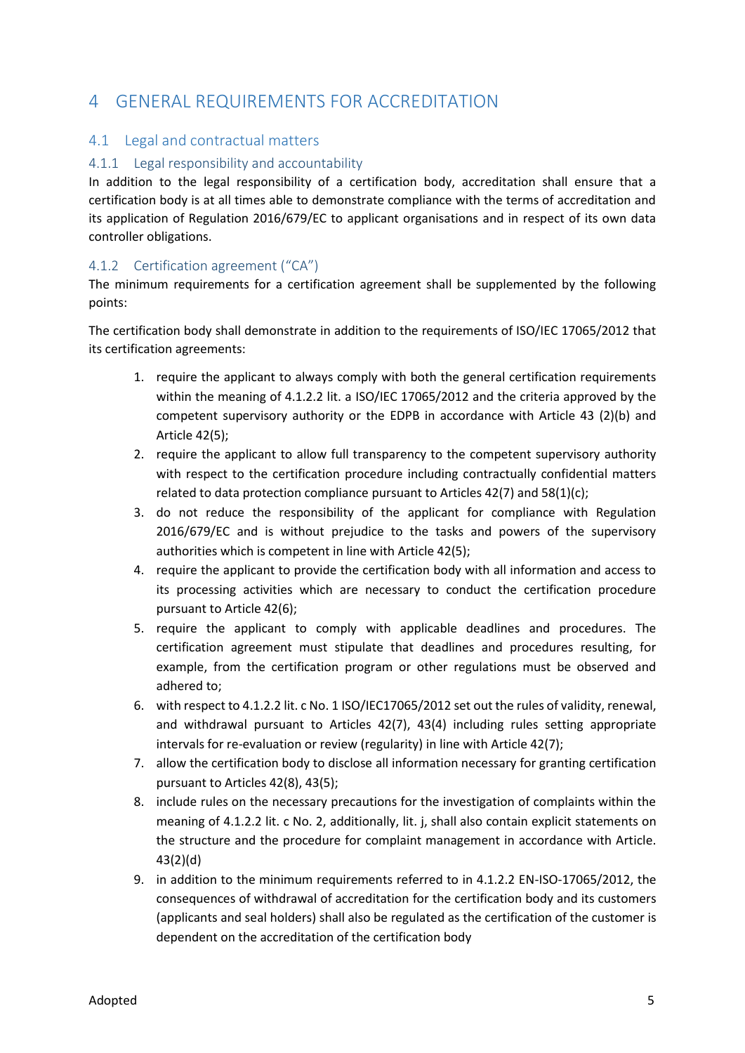# 4 GENERAL REQUIREMENTS FOR ACCREDITATION

## 4.1 Legal and contractual matters

### 4.1.1 Legal responsibility and accountability

In addition to the legal responsibility of a certification body, accreditation shall ensure that a certification body is at all times able to demonstrate compliance with the terms of accreditation and its application of Regulation 2016/679/EC to applicant organisations and in respect of its own data controller obligations.

### 4.1.2 Certification agreement ("CA")

The minimum requirements for a certification agreement shall be supplemented by the following points:

The certification body shall demonstrate in addition to the requirements of ISO/IEC 17065/2012 that its certification agreements:

1. require the applicant to always comply with both the general certification requirements within the meaning of 4.1.2.2 lit. a ISO/IEC 17065/2012 and the criteria approved by the competent supervisory authority or the EDPB in accordance with Article 43 (2)(b) and Article 42(5);
2. require the applicant to allow full transparency to the competent supervisory authority with respect to the certification procedure including contractually confidential matters related to data protection compliance pursuant to Articles 42(7) and 58(1)(c);
3. do not reduce the responsibility of the applicant for compliance with Regulation 2016/679/EC and is without prejudice to the tasks and powers of the supervisory authorities which is competent in line with Article 42(5);
4. require the applicant to provide the certification body with all information and access to its processing activities which are necessary to conduct the certification procedure pursuant to Article 42(6);
5. require the applicant to comply with applicable deadlines and procedures. The certification agreement must stipulate that deadlines and procedures resulting, for example, from the certification program or other regulations must be observed and adhered to;
6. with respect to 4.1.2.2 lit. c No. 1 ISO/IEC17065/2012 set out the rules of validity, renewal, and withdrawal pursuant to Articles 42(7), 43(4) including rules setting appropriate intervals for re-evaluation or review (regularity) in line with Article 42(7);
7. allow the certification body to disclose all information necessary for granting certification pursuant to Articles 42(8), 43(5);
8. include rules on the necessary precautions for the investigation of complaints within the meaning of 4.1.2.2 lit. c No. 2, additionally, lit. j, shall also contain explicit statements on the structure and the procedure for complaint management in accordance with Article. 43(2)(d)
9. in addition to the minimum requirements referred to in 4.1.2.2 EN-ISO-17065/2012, the consequences of withdrawal of accreditation for the certification body and its customers (applicants and seal holders) shall also be regulated as the certification of the customer is dependent on the accreditation of the certification body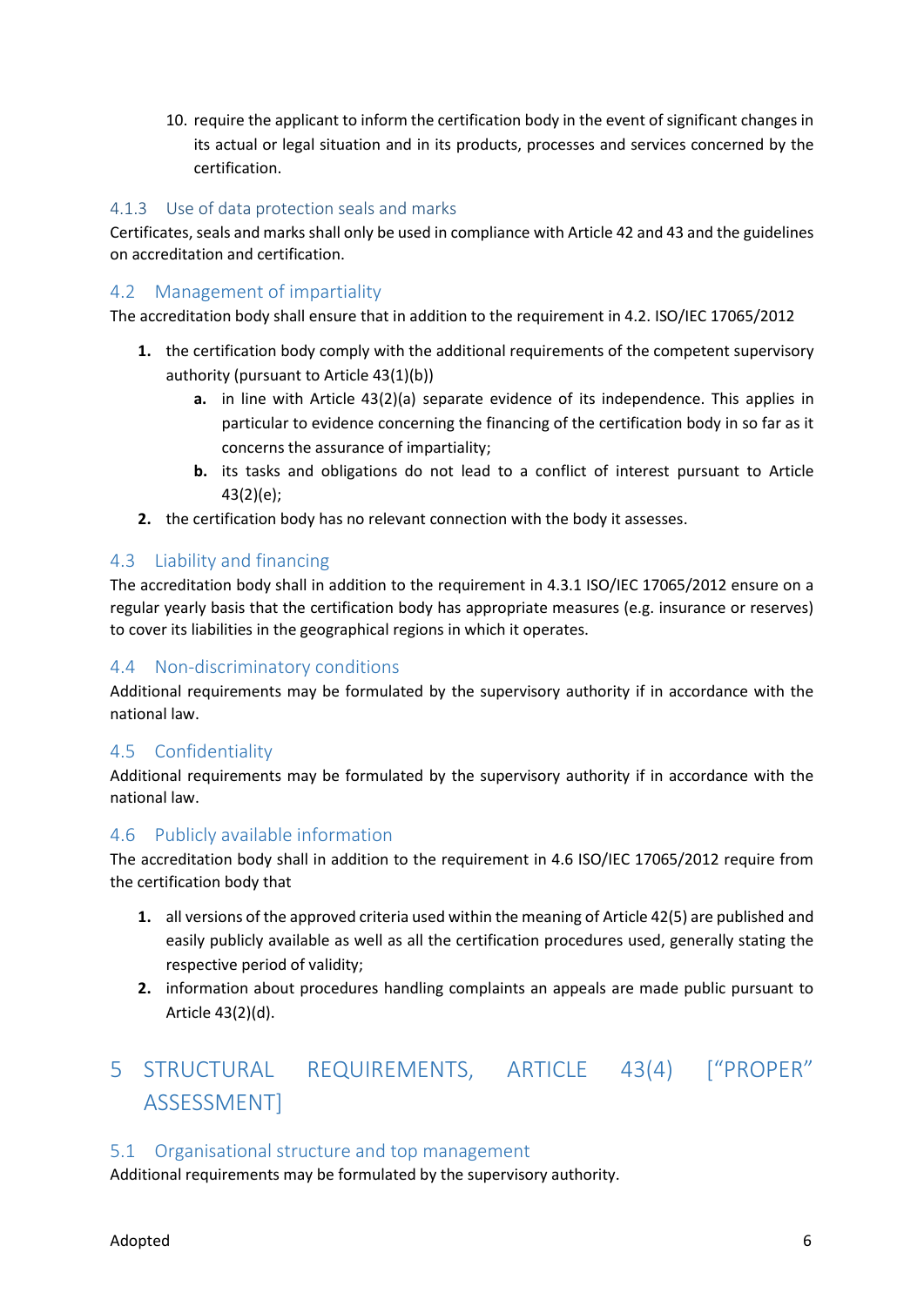10. require the applicant to inform the certification body in the event of significant changes in its actual or legal situation and in its products, processes and services concerned by the certification.

### 4.1.3 Use of data protection seals and marks

Certificates, seals and marks shall only be used in compliance with Article 42 and 43 and the guidelines on accreditation and certification.

## 4.2 Management of impartiality

The accreditation body shall ensure that in addition to the requirement in 4.2. ISO/IEC 17065/2012

1. the certification body comply with the additional requirements of the competent supervisory authority (pursuant to Article 43(1)(b))
    a. in line with Article 43(2)(a) separate evidence of its independence. This applies in particular to evidence concerning the financing of the certification body in so far as it concerns the assurance of impartiality;
    b. its tasks and obligations do not lead to a conflict of interest pursuant to Article 43(2)(e);
2. the certification body has no relevant connection with the body it assesses.

## 4.3 Liability and financing

The accreditation body shall in addition to the requirement in 4.3.1 ISO/IEC 17065/2012 ensure on a regular yearly basis that the certification body has appropriate measures (e.g. insurance or reserves) to cover its liabilities in the geographical regions in which it operates.

## 4.4 Non-discriminatory conditions

Additional requirements may be formulated by the supervisory authority if in accordance with the national law.

## 4.5 Confidentiality

Additional requirements may be formulated by the supervisory authority if in accordance with the national law.

## 4.6 Publicly available information

The accreditation body shall in addition to the requirement in 4.6 ISO/IEC 17065/2012 require from the certification body that

1. all versions of the approved criteria used within the meaning of Article 42(5) are published and easily publicly available as well as all the certification procedures used, generally stating the respective period of validity;
2. information about procedures handling complaints an appeals are made public pursuant to Article 43(2)(d).

# 5 STRUCTURAL REQUIREMENTS, ARTICLE 43(4) ["PROPER" ASSESSMENT]

## 5.1 Organisational structure and top management

Additional requirements may be formulated by the supervisory authority.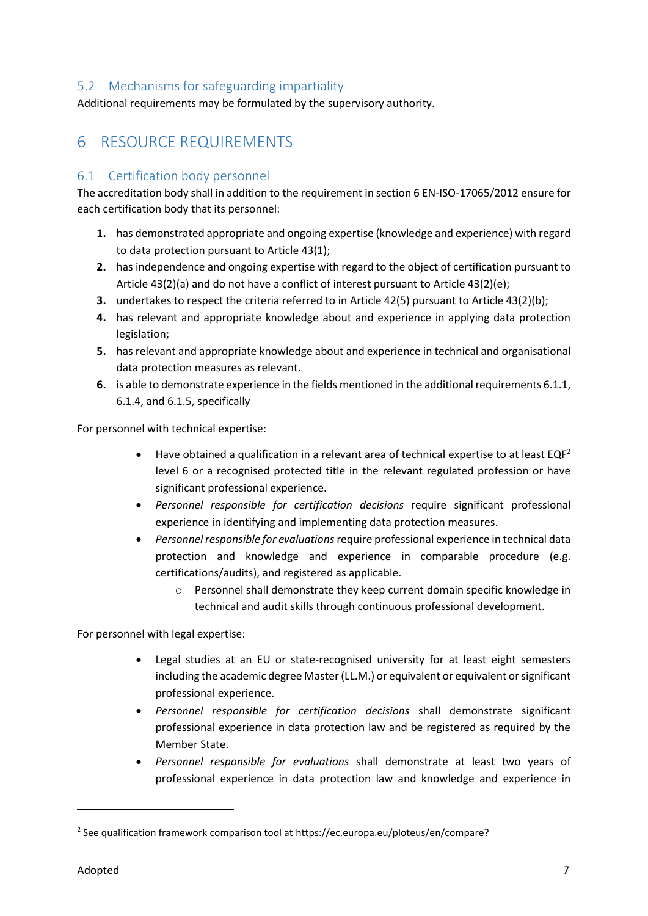## 5.2 Mechanisms for safeguarding impartiality

Additional requirements may be formulated by the supervisory authority.

# 6 RESOURCE REQUIREMENTS

## 6.1 Certification body personnel

The accreditation body shall in addition to the requirement in section 6 EN-ISO-17065/2012 ensure for each certification body that its personnel:

1. has demonstrated appropriate and ongoing expertise (knowledge and experience) with regard to data protection pursuant to Article 43(1);
2. has independence and ongoing expertise with regard to the object of certification pursuant to Article 43(2)(a) and do not have a conflict of interest pursuant to Article 43(2)(e);
3. undertakes to respect the criteria referred to in Article 42(5) pursuant to Article 43(2)(b);
4. has relevant and appropriate knowledge about and experience in applying data protection legislation;
5. has relevant and appropriate knowledge about and experience in technical and organisational data protection measures as relevant.
6. is able to demonstrate experience in the fields mentioned in the additional requirements 6.1.1, 6.1.4, and 6.1.5, specifically

For personnel with technical expertise:

- Have obtained a qualification in a relevant area of technical expertise to at least EQF[2] level 6 or a recognised protected title in the relevant regulated profession or have significant professional experience.
- *Personnel responsible for certification decisions* require significant professional experience in identifying and implementing data protection measures.
- *Personnel responsible for evaluations* require professional experience in technical data protection and knowledge and experience in comparable procedure (e.g. certifications/audits), and registered as applicable.
    - Personnel shall demonstrate they keep current domain specific knowledge in technical and audit skills through continuous professional development.

For personnel with legal expertise:

- Legal studies at an EU or state-recognised university for at least eight semesters including the academic degree Master (LL.M.) or equivalent or equivalent or significant professional experience.
- *Personnel responsible for certification decisions* shall demonstrate significant professional experience in data protection law and be registered as required by the Member State.
- *Personnel responsible for evaluations* shall demonstrate at least two years of professional experience in data protection law and knowledge and experience in

[2] See qualification framework comparison tool at https://ec.europa.eu/ploteus/en/compare?

Adopted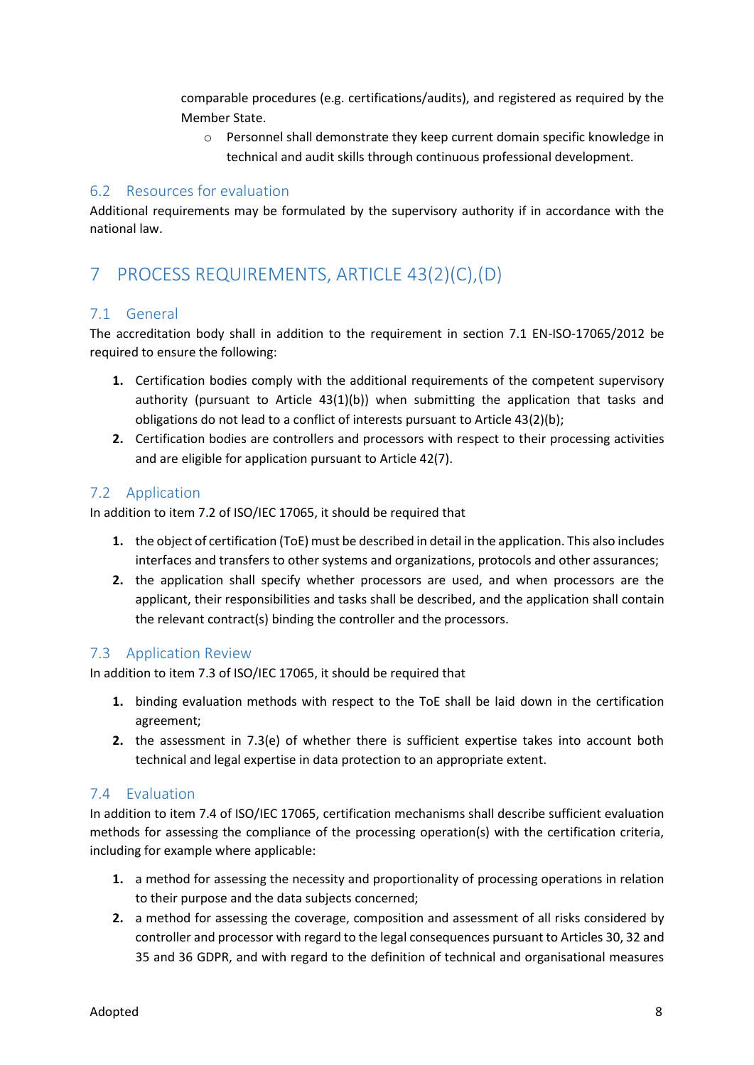comparable procedures (e.g. certifications/audits), and registered as required by the Member State.

  - Personnel shall demonstrate they keep current domain specific knowledge in technical and audit skills through continuous professional development.

## 6.2 Resources for evaluation

Additional requirements may be formulated by the supervisory authority if in accordance with the national law.

# 7 PROCESS REQUIREMENTS, ARTICLE 43(2)(C),(D)

## 7.1 General

The accreditation body shall in addition to the requirement in section 7.1 EN-ISO-17065/2012 be required to ensure the following:

1. Certification bodies comply with the additional requirements of the competent supervisory authority (pursuant to Article 43(1)(b)) when submitting the application that tasks and obligations do not lead to a conflict of interests pursuant to Article 43(2)(b);
2. Certification bodies are controllers and processors with respect to their processing activities and are eligible for application pursuant to Article 42(7).

## 7.2 Application

In addition to item 7.2 of ISO/IEC 17065, it should be required that

1. the object of certification (ToE) must be described in detail in the application. This also includes interfaces and transfers to other systems and organizations, protocols and other assurances;
2. the application shall specify whether processors are used, and when processors are the applicant, their responsibilities and tasks shall be described, and the application shall contain the relevant contract(s) binding the controller and the processors.

## 7.3 Application Review

In addition to item 7.3 of ISO/IEC 17065, it should be required that

1. binding evaluation methods with respect to the ToE shall be laid down in the certification agreement;
2. the assessment in 7.3(e) of whether there is sufficient expertise takes into account both technical and legal expertise in data protection to an appropriate extent.

## 7.4 Evaluation

In addition to item 7.4 of ISO/IEC 17065, certification mechanisms shall describe sufficient evaluation methods for assessing the compliance of the processing operation(s) with the certification criteria, including for example where applicable:

1. a method for assessing the necessity and proportionality of processing operations in relation to their purpose and the data subjects concerned;
2. a method for assessing the coverage, composition and assessment of all risks considered by controller and processor with regard to the legal consequences pursuant to Articles 30, 32 and 35 and 36 GDPR, and with regard to the definition of technical and organisational measures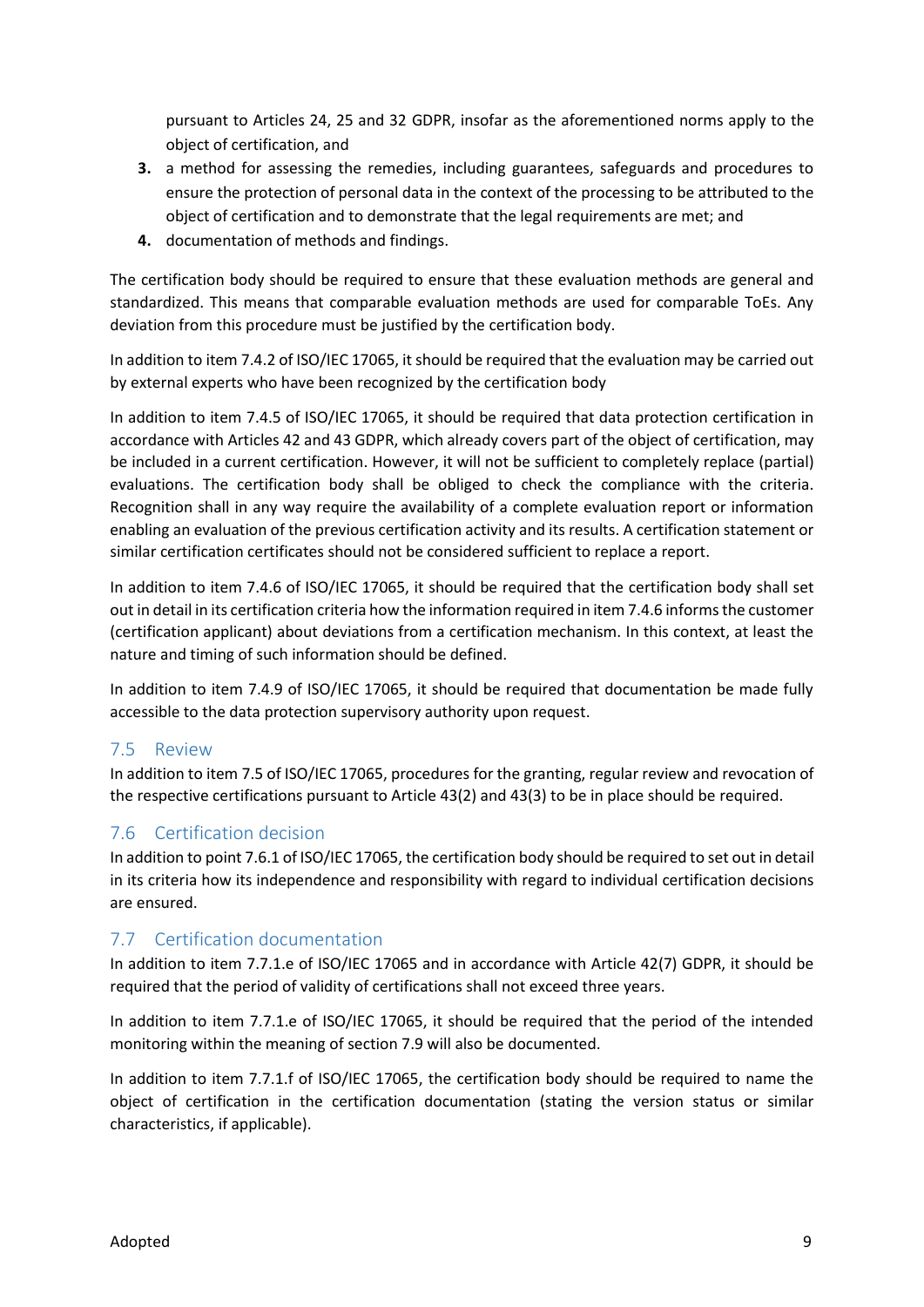pursuant to Articles 24, 25 and 32 GDPR, insofar as the aforementioned norms apply to the object of certification, and

3. a method for assessing the remedies, including guarantees, safeguards and procedures to ensure the protection of personal data in the context of the processing to be attributed to the object of certification and to demonstrate that the legal requirements are met; and
4. documentation of methods and findings.

The certification body should be required to ensure that these evaluation methods are general and standardized. This means that comparable evaluation methods are used for comparable ToEs. Any deviation from this procedure must be justified by the certification body.

In addition to item 7.4.2 of ISO/IEC 17065, it should be required that the evaluation may be carried out by external experts who have been recognized by the certification body

In addition to item 7.4.5 of ISO/IEC 17065, it should be required that data protection certification in accordance with Articles 42 and 43 GDPR, which already covers part of the object of certification, may be included in a current certification. However, it will not be sufficient to completely replace (partial) evaluations. The certification body shall be obliged to check the compliance with the criteria. Recognition shall in any way require the availability of a complete evaluation report or information enabling an evaluation of the previous certification activity and its results. A certification statement or similar certification certificates should not be considered sufficient to replace a report.

In addition to item 7.4.6 of ISO/IEC 17065, it should be required that the certification body shall set out in detail in its certification criteria how the information required in item 7.4.6 informs the customer (certification applicant) about deviations from a certification mechanism. In this context, at least the nature and timing of such information should be defined.

In addition to item 7.4.9 of ISO/IEC 17065, it should be required that documentation be made fully accessible to the data protection supervisory authority upon request.

## 7.5 Review

In addition to item 7.5 of ISO/IEC 17065, procedures for the granting, regular review and revocation of the respective certifications pursuant to Article 43(2) and 43(3) to be in place should be required.

## 7.6 Certification decision

In addition to point 7.6.1 of ISO/IEC 17065, the certification body should be required to set out in detail in its criteria how its independence and responsibility with regard to individual certification decisions are ensured.

## 7.7 Certification documentation

In addition to item 7.7.1.e of ISO/IEC 17065 and in accordance with Article 42(7) GDPR, it should be required that the period of validity of certifications shall not exceed three years.

In addition to item 7.7.1.e of ISO/IEC 17065, it should be required that the period of the intended monitoring within the meaning of section 7.9 will also be documented.

In addition to item 7.7.1.f of ISO/IEC 17065, the certification body should be required to name the object of certification in the certification documentation (stating the version status or similar characteristics, if applicable).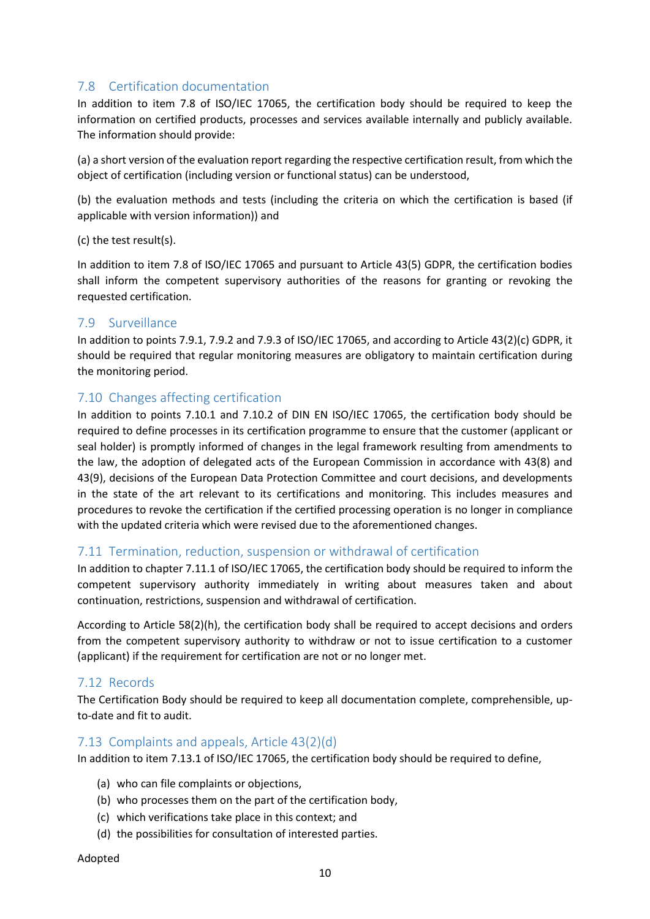## 7.8 Certification documentation

In addition to item 7.8 of ISO/IEC 17065, the certification body should be required to keep the information on certified products, processes and services available internally and publicly available. The information should provide:

(a) a short version of the evaluation report regarding the respective certification result, from which the object of certification (including version or functional status) can be understood,

(b) the evaluation methods and tests (including the criteria on which the certification is based (if applicable with version information)) and

(c) the test result(s).

In addition to item 7.8 of ISO/IEC 17065 and pursuant to Article 43(5) GDPR, the certification bodies shall inform the competent supervisory authorities of the reasons for granting or revoking the requested certification.

## 7.9 Surveillance

In addition to points 7.9.1, 7.9.2 and 7.9.3 of ISO/IEC 17065, and according to Article 43(2)(c) GDPR, it should be required that regular monitoring measures are obligatory to maintain certification during the monitoring period.

## 7.10 Changes affecting certification

In addition to points 7.10.1 and 7.10.2 of DIN EN ISO/IEC 17065, the certification body should be required to define processes in its certification programme to ensure that the customer (applicant or seal holder) is promptly informed of changes in the legal framework resulting from amendments to the law, the adoption of delegated acts of the European Commission in accordance with 43(8) and 43(9), decisions of the European Data Protection Committee and court decisions, and developments in the state of the art relevant to its certifications and monitoring. This includes measures and procedures to revoke the certification if the certified processing operation is no longer in compliance with the updated criteria which were revised due to the aforementioned changes.

## 7.11 Termination, reduction, suspension or withdrawal of certification

In addition to chapter 7.11.1 of ISO/IEC 17065, the certification body should be required to inform the competent supervisory authority immediately in writing about measures taken and about continuation, restrictions, suspension and withdrawal of certification.

According to Article 58(2)(h), the certification body shall be required to accept decisions and orders from the competent supervisory authority to withdraw or not to issue certification to a customer (applicant) if the requirement for certification are not or no longer met.

## 7.12 Records

The Certification Body should be required to keep all documentation complete, comprehensible, up-to-date and fit to audit.

## 7.13 Complaints and appeals, Article 43(2)(d)

In addition to item 7.13.1 of ISO/IEC 17065, the certification body should be required to define,

(a) who can file complaints or objections,
(b) who processes them on the part of the certification body,
(c) which verifications take place in this context; and
(d) the possibilities for consultation of interested parties.

Adopted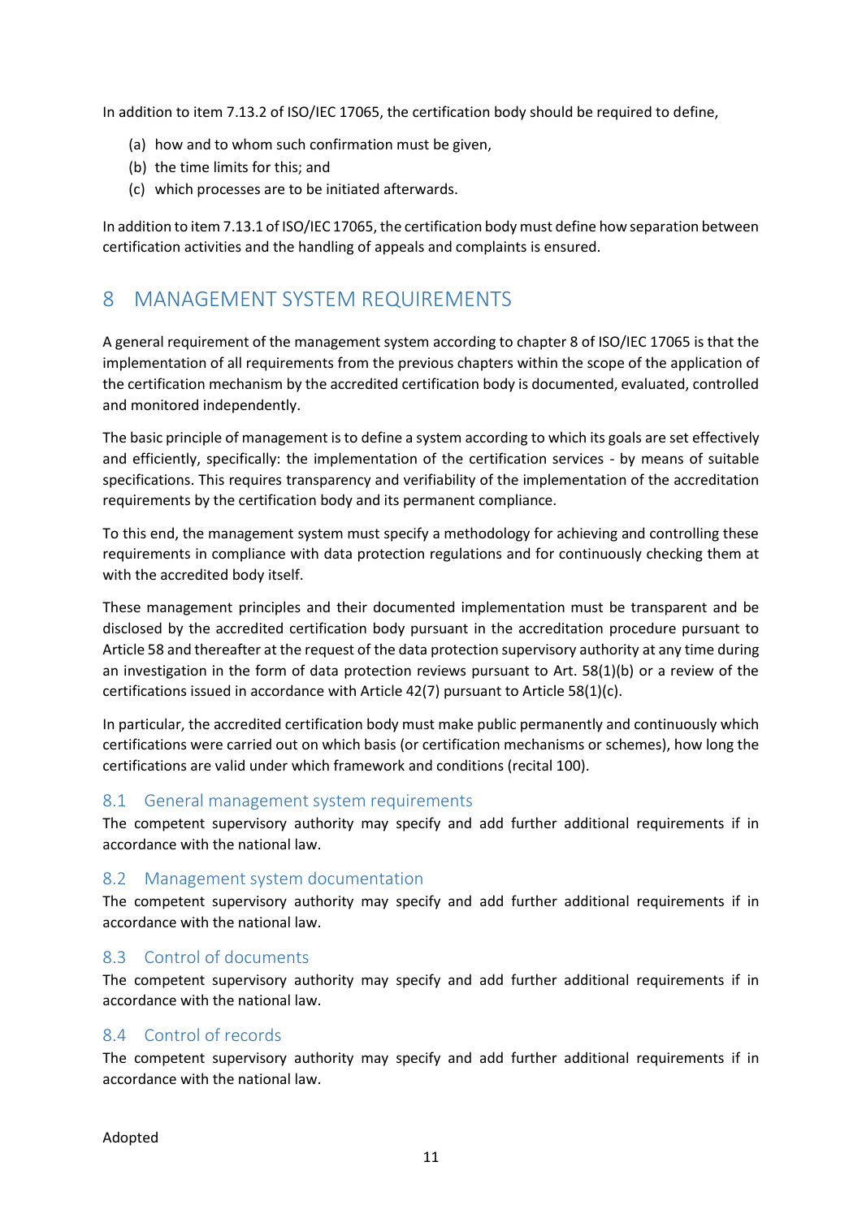In addition to item 7.13.2 of ISO/IEC 17065, the certification body should be required to define,

(a) how and to whom such confirmation must be given,
(b) the time limits for this; and
(c) which processes are to be initiated afterwards.

In addition to item 7.13.1 of ISO/IEC 17065, the certification body must define how separation between certification activities and the handling of appeals and complaints is ensured.

# 8 MANAGEMENT SYSTEM REQUIREMENTS

A general requirement of the management system according to chapter 8 of ISO/IEC 17065 is that the implementation of all requirements from the previous chapters within the scope of the application of the certification mechanism by the accredited certification body is documented, evaluated, controlled and monitored independently.

The basic principle of management is to define a system according to which its goals are set effectively and efficiently, specifically: the implementation of the certification services - by means of suitable specifications. This requires transparency and verifiability of the implementation of the accreditation requirements by the certification body and its permanent compliance.

To this end, the management system must specify a methodology for achieving and controlling these requirements in compliance with data protection regulations and for continuously checking them at with the accredited body itself.

These management principles and their documented implementation must be transparent and be disclosed by the accredited certification body pursuant in the accreditation procedure pursuant to Article 58 and thereafter at the request of the data protection supervisory authority at any time during an investigation in the form of data protection reviews pursuant to Art. 58(1)(b) or a review of the certifications issued in accordance with Article 42(7) pursuant to Article 58(1)(c).

In particular, the accredited certification body must make public permanently and continuously which certifications were carried out on which basis (or certification mechanisms or schemes), how long the certifications are valid under which framework and conditions (recital 100).

## 8.1 General management system requirements

The competent supervisory authority may specify and add further additional requirements if in accordance with the national law.

## 8.2 Management system documentation

The competent supervisory authority may specify and add further additional requirements if in accordance with the national law.

## 8.3 Control of documents

The competent supervisory authority may specify and add further additional requirements if in accordance with the national law.

## 8.4 Control of records

The competent supervisory authority may specify and add further additional requirements if in accordance with the national law.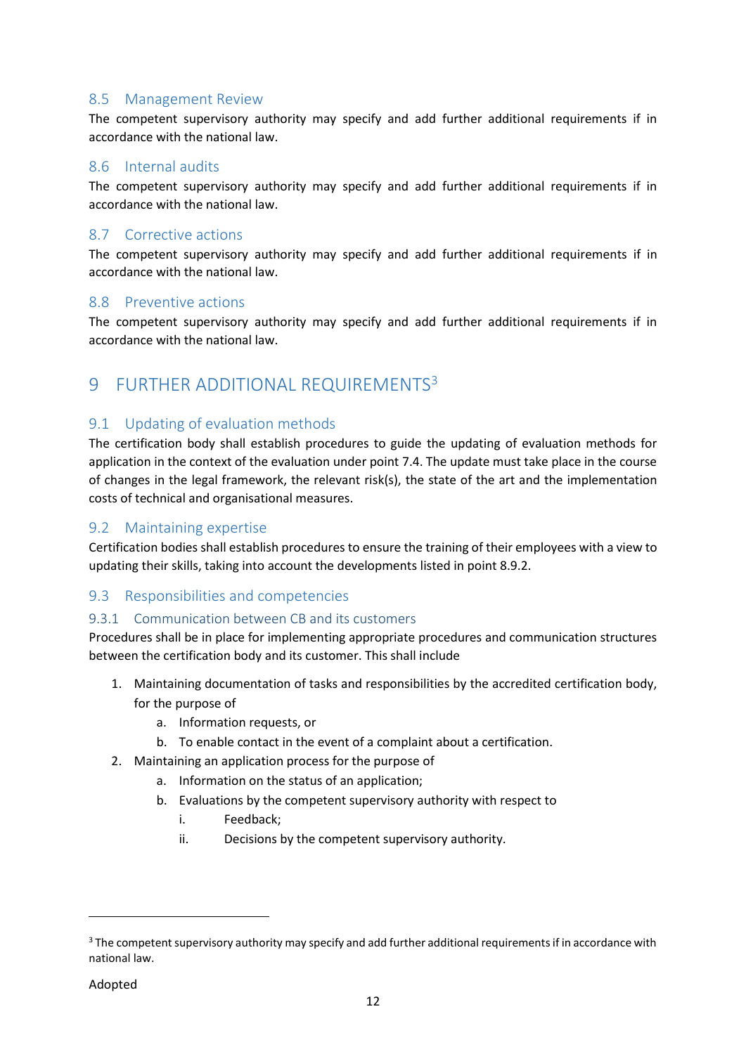## 8.5 Management Review

The competent supervisory authority may specify and add further additional requirements if in accordance with the national law.

## 8.6 Internal audits

The competent supervisory authority may specify and add further additional requirements if in accordance with the national law.

## 8.7 Corrective actions

The competent supervisory authority may specify and add further additional requirements if in accordance with the national law.

## 8.8 Preventive actions

The competent supervisory authority may specify and add further additional requirements if in accordance with the national law.

# 9 FURTHER ADDITIONAL REQUIREMENTS[3]

## 9.1 Updating of evaluation methods

The certification body shall establish procedures to guide the updating of evaluation methods for application in the context of the evaluation under point 7.4. The update must take place in the course of changes in the legal framework, the relevant risk(s), the state of the art and the implementation costs of technical and organisational measures.

## 9.2 Maintaining expertise

Certification bodies shall establish procedures to ensure the training of their employees with a view to updating their skills, taking into account the developments listed in point 8.9.2.

## 9.3 Responsibilities and competencies

### 9.3.1 Communication between CB and its customers

Procedures shall be in place for implementing appropriate procedures and communication structures between the certification body and its customer. This shall include

1. Maintaining documentation of tasks and responsibilities by the accredited certification body, for the purpose of
    a. Information requests, or
    b. To enable contact in the event of a complaint about a certification.
2. Maintaining an application process for the purpose of
    a. Information on the status of an application;
    b. Evaluations by the competent supervisory authority with respect to
        i. Feedback;
        ii. Decisions by the competent supervisory authority.

[3] The competent supervisory authority may specify and add further additional requirements if in accordance with national law.

Adopted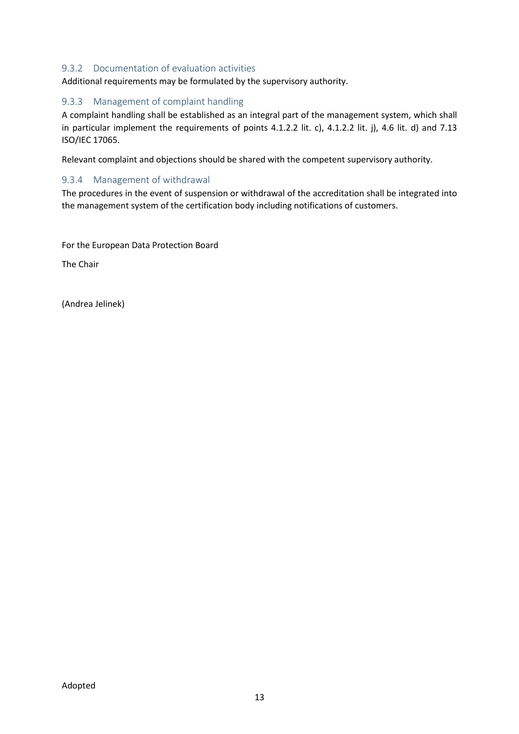#### 9.3.2 Documentation of evaluation activities

Additional requirements may be formulated by the supervisory authority.

#### 9.3.3 Management of complaint handling

A complaint handling shall be established as an integral part of the management system, which shall in particular implement the requirements of points 4.1.2.2 lit. c), 4.1.2.2 lit. j), 4.6 lit. d) and 7.13 ISO/IEC 17065.

Relevant complaint and objections should be shared with the competent supervisory authority.

#### 9.3.4 Management of withdrawal

The procedures in the event of suspension or withdrawal of the accreditation shall be integrated into the management system of the certification body including notifications of customers.

For the European Data Protection Board

The Chair

(Andrea Jelinek)